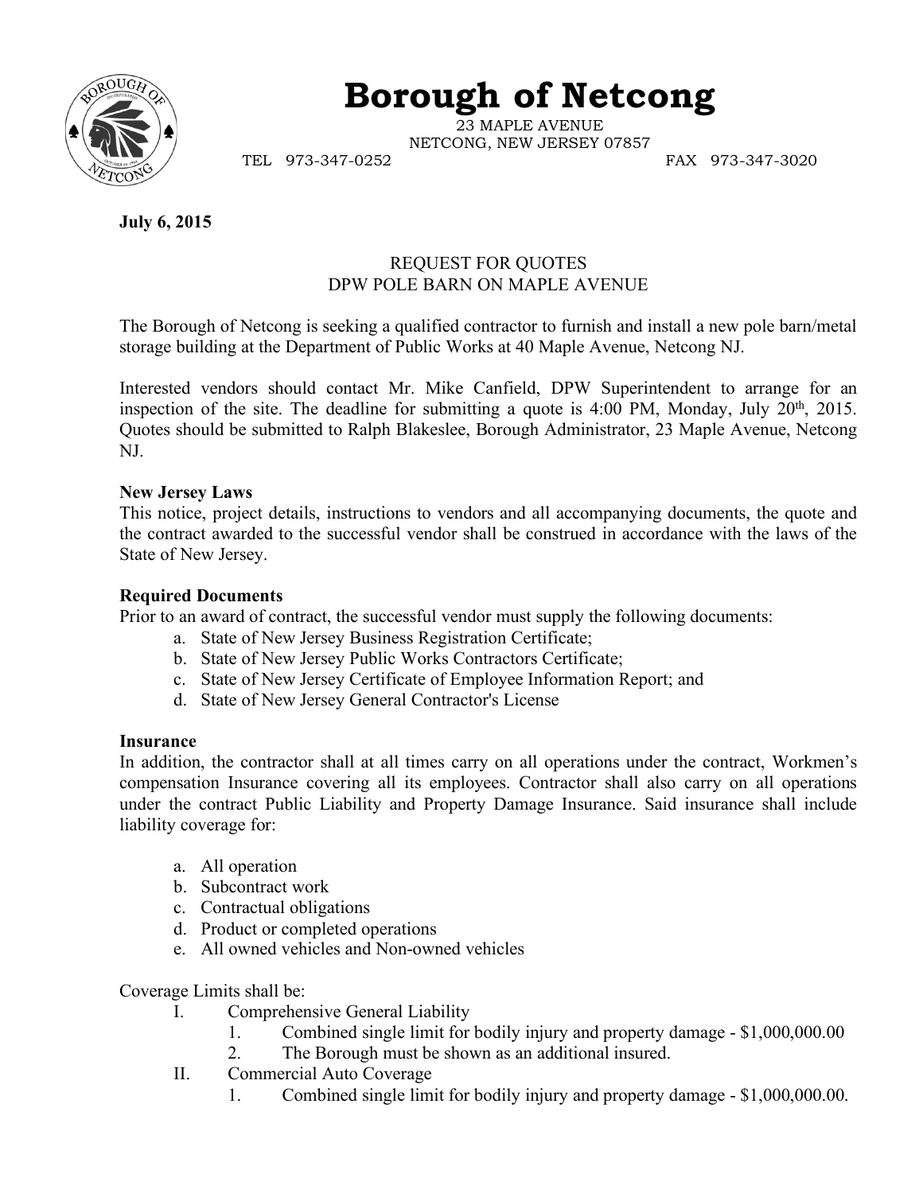# Borough of Netcong

23 MAPLE AVENUE
NETCONG, NEW JERSEY 07857
TEL 973-347-0252 FAX 973-347-3020

**July 6, 2015**

REQUEST FOR QUOTES
DPW POLE BARN ON MAPLE AVENUE

The Borough of Netcong is seeking a qualified contractor to furnish and install a new pole barn/metal storage building at the Department of Public Works at 40 Maple Avenue, Netcong NJ.

Interested vendors should contact Mr. Mike Canfield, DPW Superintendent to arrange for an inspection of the site. The deadline for submitting a quote is 4:00 PM, Monday, July 20th, 2015. Quotes should be submitted to Ralph Blakeslee, Borough Administrator, 23 Maple Avenue, Netcong NJ.

**New Jersey Laws**
This notice, project details, instructions to vendors and all accompanying documents, the quote and the contract awarded to the successful vendor shall be construed in accordance with the laws of the State of New Jersey.

**Required Documents**
Prior to an award of contract, the successful vendor must supply the following documents:

a. State of New Jersey Business Registration Certificate;
b. State of New Jersey Public Works Contractors Certificate;
c. State of New Jersey Certificate of Employee Information Report; and
d. State of New Jersey General Contractor's License

**Insurance**
In addition, the contractor shall at all times carry on all operations under the contract, Workmen's compensation Insurance covering all its employees. Contractor shall also carry on all operations under the contract Public Liability and Property Damage Insurance. Said insurance shall include liability coverage for:

a. All operation
b. Subcontract work
c. Contractual obligations
d. Product or completed operations
e. All owned vehicles and Non-owned vehicles

Coverage Limits shall be:

I. Comprehensive General Liability
   1. Combined single limit for bodily injury and property damage - $1,000,000.00
   2. The Borough must be shown as an additional insured.
II. Commercial Auto Coverage
   1. Combined single limit for bodily injury and property damage - $1,000,000.00.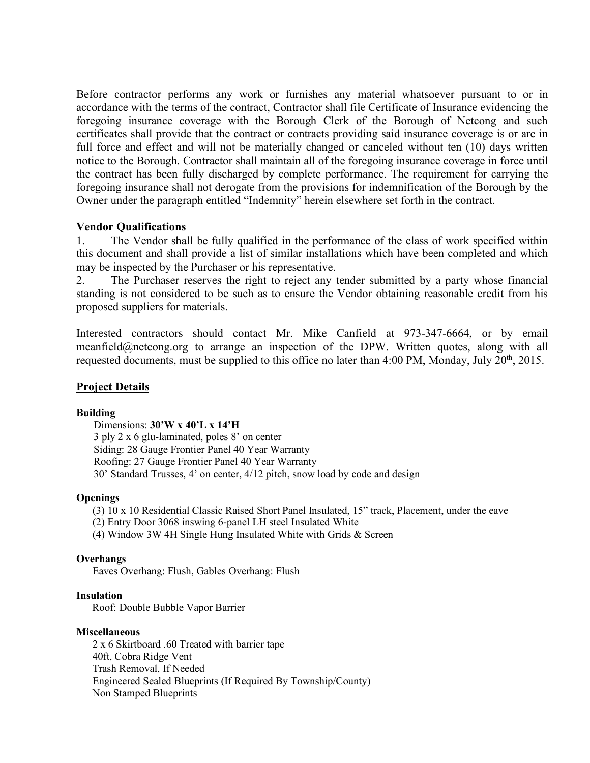Before contractor performs any work or furnishes any material whatsoever pursuant to or in accordance with the terms of the contract, Contractor shall file Certificate of Insurance evidencing the foregoing insurance coverage with the Borough Clerk of the Borough of Netcong and such certificates shall provide that the contract or contracts providing said insurance coverage is or are in full force and effect and will not be materially changed or canceled without ten (10) days written notice to the Borough. Contractor shall maintain all of the foregoing insurance coverage in force until the contract has been fully discharged by complete performance. The requirement for carrying the foregoing insurance shall not derogate from the provisions for indemnification of the Borough by the Owner under the paragraph entitled "Indemnity" herein elsewhere set forth in the contract.

**Vendor Qualifications**

1. The Vendor shall be fully qualified in the performance of the class of work specified within this document and shall provide a list of similar installations which have been completed and which may be inspected by the Purchaser or his representative.
2. The Purchaser reserves the right to reject any tender submitted by a party whose financial standing is not considered to be such as to ensure the Vendor obtaining reasonable credit from his proposed suppliers for materials.

Interested contractors should contact Mr. Mike Canfield at 973-347-6664, or by email mcanfield@netcong.org to arrange an inspection of the DPW. Written quotes, along with all requested documents, must be supplied to this office no later than 4:00 PM, Monday, July 20th, 2015.

## Project Details

**Building**

Dimensions: **30'W x 40'L x 14'H**
3 ply 2 x 6 glu-laminated, poles 8' on center
Siding: 28 Gauge Frontier Panel 40 Year Warranty
Roofing: 27 Gauge Frontier Panel 40 Year Warranty
30' Standard Trusses, 4' on center, 4/12 pitch, snow load by code and design

**Openings**

(3) 10 x 10 Residential Classic Raised Short Panel Insulated, 15" track, Placement, under the eave
(2) Entry Door 3068 inswing 6-panel LH steel Insulated White
(4) Window 3W 4H Single Hung Insulated White with Grids & Screen

**Overhangs**

Eaves Overhang: Flush, Gables Overhang: Flush

**Insulation**

Roof: Double Bubble Vapor Barrier

**Miscellaneous**

2 x 6 Skirtboard .60 Treated with barrier tape
40ft, Cobra Ridge Vent
Trash Removal, If Needed
Engineered Sealed Blueprints (If Required By Township/County)
Non Stamped Blueprints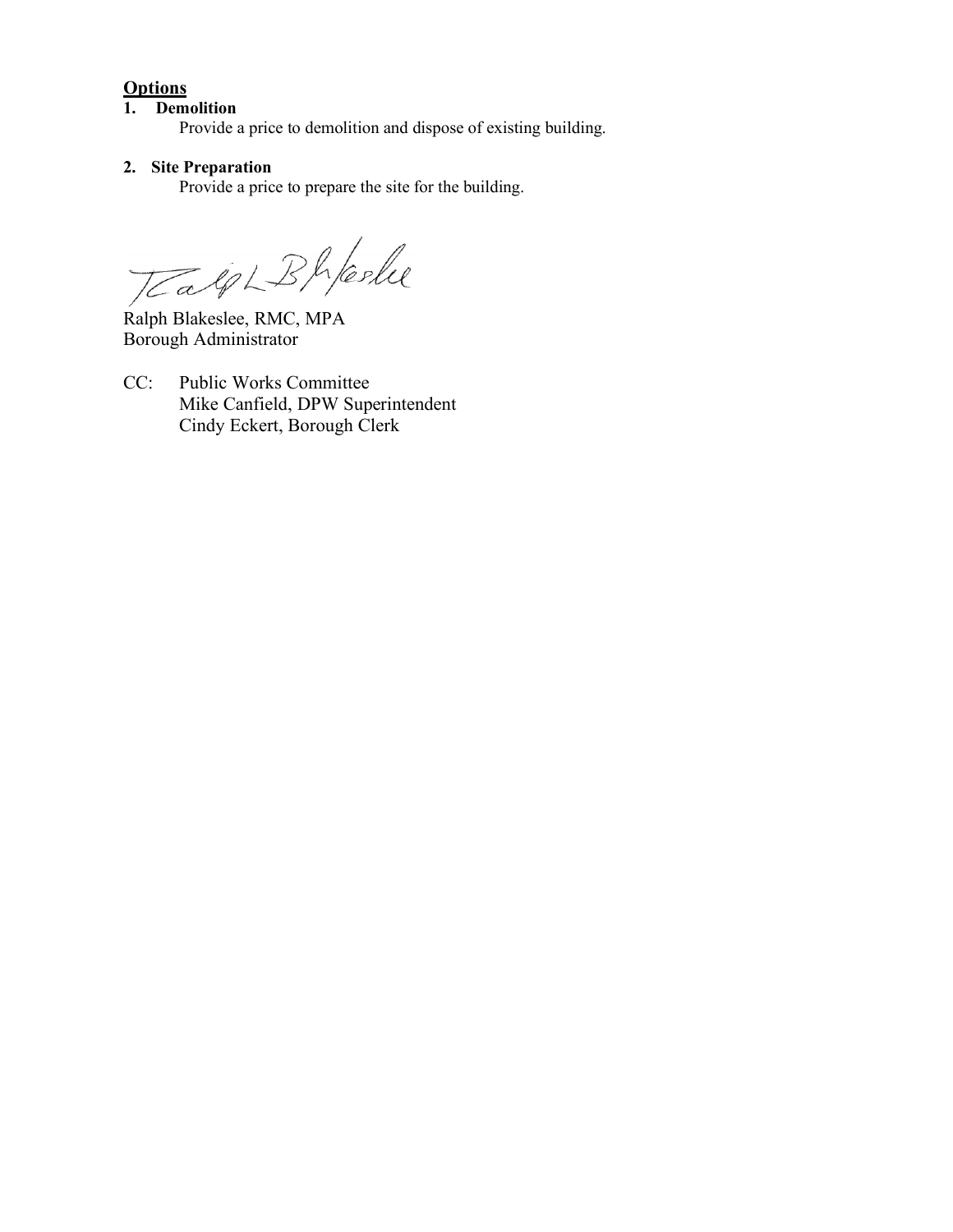## Options

1. **Demolition**

   Provide a price to demolition and dispose of existing building.

2. **Site Preparation**

   Provide a price to prepare the site for the building.

Ralph Blakeslee, RMC, MPA
Borough Administrator

CC: Public Works Committee
Mike Canfield, DPW Superintendent
Cindy Eckert, Borough Clerk